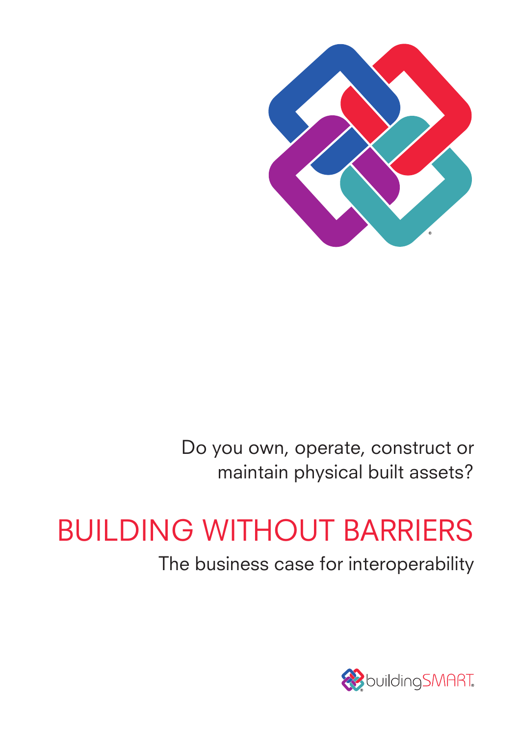Do you own, operate, construct or maintain physical built assets?

# BUILDING WITHOUT BARRIERS

## The business case for interoperability

buildingSMART®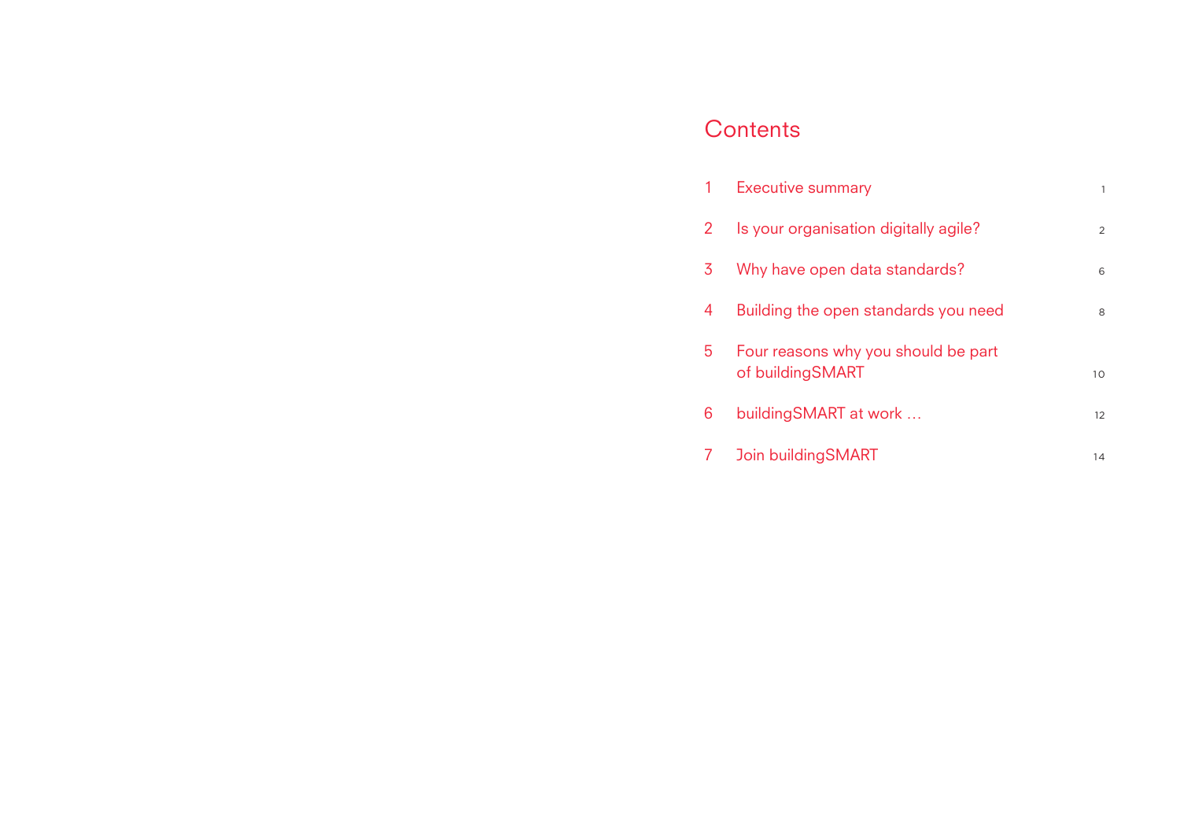# Contents

| | | |
|---|---|---|
| 1 | Executive summary | 1 |
| 2 | Is your organisation digitally agile? | 2 |
| 3 | Why have open data standards? | 6 |
| 4 | Building the open standards you need | 8 |
| 5 | Four reasons why you should be part of buildingSMART | 10 |
| 6 | buildingSMART at work … | 12 |
| 7 | Join buildingSMART | 14 |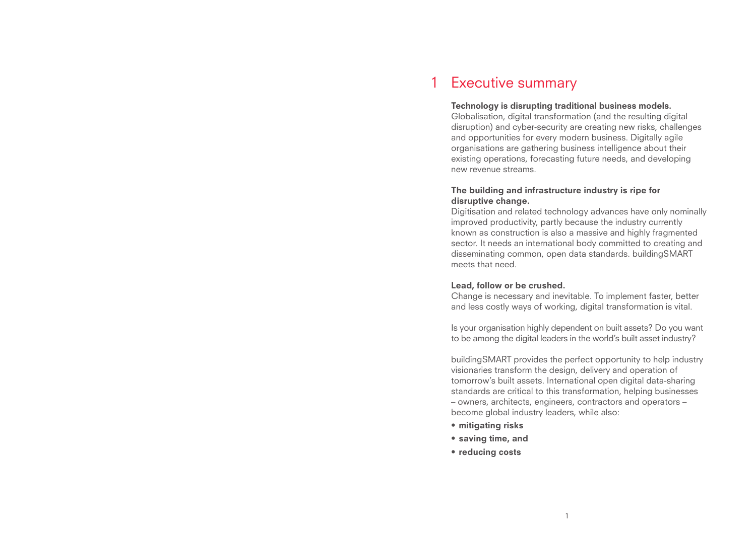# 1 Executive summary

**Technology is disrupting traditional business models.**
Globalisation, digital transformation (and the resulting digital disruption) and cyber-security are creating new risks, challenges and opportunities for every modern business. Digitally agile organisations are gathering business intelligence about their existing operations, forecasting future needs, and developing new revenue streams.

**The building and infrastructure industry is ripe for disruptive change.**
Digitisation and related technology advances have only nominally improved productivity, partly because the industry currently known as construction is also a massive and highly fragmented sector. It needs an international body committed to creating and disseminating common, open data standards. buildingSMART meets that need.

**Lead, follow or be crushed.**
Change is necessary and inevitable. To implement faster, better and less costly ways of working, digital transformation is vital.

Is your organisation highly dependent on built assets? Do you want to be among the digital leaders in the world's built asset industry?

buildingSMART provides the perfect opportunity to help industry visionaries transform the design, delivery and operation of tomorrow's built assets. International open digital data-sharing standards are critical to this transformation, helping businesses – owners, architects, engineers, contractors and operators – become global industry leaders, while also:

- **mitigating risks**
- **saving time, and**
- **reducing costs**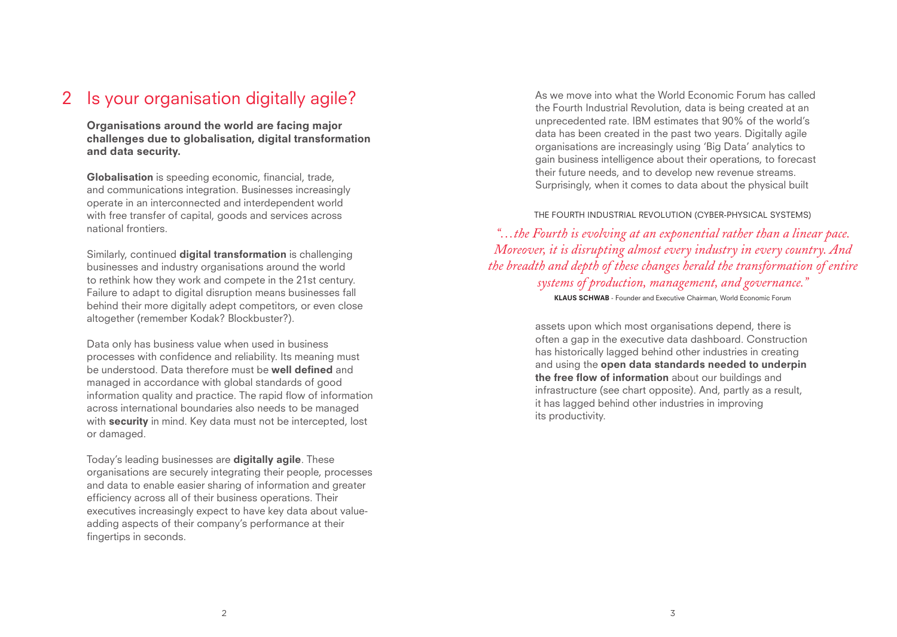## 2 Is your organisation digitally agile?

**Organisations around the world are facing major challenges due to globalisation, digital transformation and data security.**

**Globalisation** is speeding economic, financial, trade, and communications integration. Businesses increasingly operate in an interconnected and interdependent world with free transfer of capital, goods and services across national frontiers.

Similarly, continued **digital transformation** is challenging businesses and industry organisations around the world to rethink how they work and compete in the 21st century. Failure to adapt to digital disruption means businesses fall behind their more digitally adept competitors, or even close altogether (remember Kodak? Blockbuster?).

Data only has business value when used in business processes with confidence and reliability. Its meaning must be understood. Data therefore must be **well defined** and managed in accordance with global standards of good information quality and practice. The rapid flow of information across international boundaries also needs to be managed with **security** in mind. Key data must not be intercepted, lost or damaged.

Today's leading businesses are **digitally agile**. These organisations are securely integrating their people, processes and data to enable easier sharing of information and greater efficiency across all of their business operations. Their executives increasingly expect to have key data about value-adding aspects of their company's performance at their fingertips in seconds.

As we move into what the World Economic Forum has called the Fourth Industrial Revolution, data is being created at an unprecedented rate. IBM estimates that 90% of the world's data has been created in the past two years. Digitally agile organisations are increasingly using 'Big Data' analytics to gain business intelligence about their operations, to forecast their future needs, and to develop new revenue streams. Surprisingly, when it comes to data about the physical built assets upon which most organisations depend, there is often a gap in the executive data dashboard. Construction has historically lagged behind other industries in creating and using the **open data standards needed to underpin the free flow of information** about our buildings and infrastructure (see chart opposite). And, partly as a result, it has lagged behind other industries in improving its productivity.

THE FOURTH INDUSTRIAL REVOLUTION (CYBER-PHYSICAL SYSTEMS)

*"…the Fourth is evolving at an exponential rather than a linear pace. Moreover, it is disrupting almost every industry in every country. And the breadth and depth of these changes herald the transformation of entire systems of production, management, and governance."*

**KLAUS SCHWAB** - Founder and Executive Chairman, World Economic Forum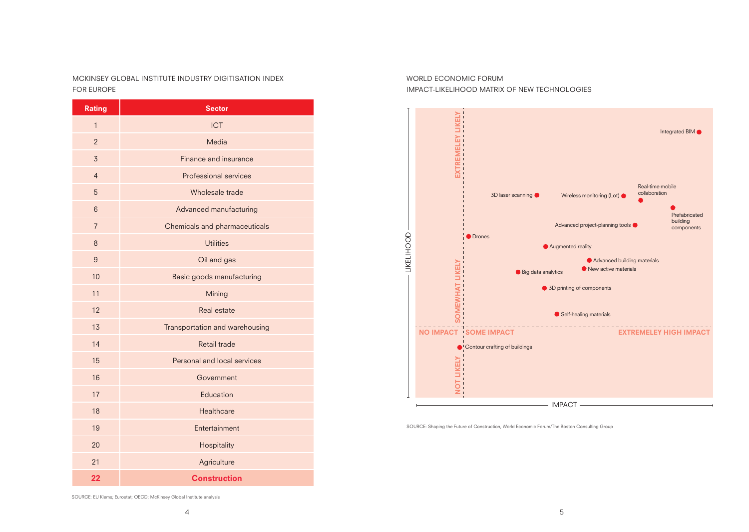MCKINSEY GLOBAL INSTITUTE INDUSTRY DIGITISATION INDEX FOR EUROPE

| Rating | Sector |
|---|---|
| 1 | ICT |
| 2 | Media |
| 3 | Finance and insurance |
| 4 | Professional services |
| 5 | Wholesale trade |
| 6 | Advanced manufacturing |
| 7 | Chemicals and pharmaceuticals |
| 8 | Utilities |
| 9 | Oil and gas |
| 10 | Basic goods manufacturing |
| 11 | Mining |
| 12 | Real estate |
| 13 | Transportation and warehousing |
| 14 | Retail trade |
| 15 | Personal and local services |
| 16 | Government |
| 17 | Education |
| 18 | Healthcare |
| 19 | Entertainment |
| 20 | Hospitality |
| 21 | Agriculture |
| **22** | **Construction** |

SOURCE: EU Klems; Eurostat; OECD; McKinsey Global Institute analysis

WORLD ECONOMIC FORUM
IMPACT-LIKELIHOOD MATRIX OF NEW TECHNOLOGIES

LIKELIHOOD: EXTREMELEY LIKELY, SOMEWHAT LIKELY, NOT LIKELY

IMPACT: NO IMPACT, SOME IMPACT, EXTREMELEY HIGH IMPACT

Integrated BIM
Real-time mobile collaboration
3D laser scanning
Wireless monitoring (Lot)
Prefabricated building components
Advanced project-planning tools
Drones
Augmented reality
Advanced building materials
New active materials
Big data analytics
3D printing of components
Self-healing materials
Contour crafting of buildings

SOURCE: Shaping the Future of Construction, World Economic Forum/The Boston Consulting Group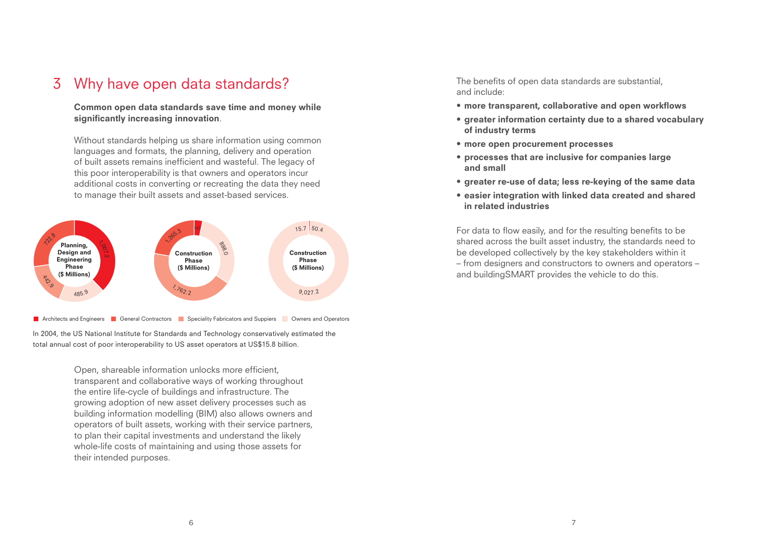# 3 Why have open data standards?

**Common open data standards save time and money while significantly increasing innovation**.

Without standards helping us share information using common languages and formats, the planning, delivery and operation of built assets remains inefficient and wasteful. The legacy of this poor interoperability is that owners and operators incur additional costs in converting or recreating the data they need to manage their built assets and asset-based services.

| | Architects and Engineers | General Contractors | Speciality Fabricators and Suppiers | Owners and Operators |
|---|---|---|---|---|
| Planning, Design and Engineering Phase ($ Millions) | 1,007.2 | 722.8 | 442.9 | 485.9 |
| Construction Phase ($ Millions) | 147 | 1,265.3 | 1,762.2 | 898.0 |
| Construction Phase ($ Millions) | 15.7 | 50.4 | | 9,027.2 |

In 2004, the US National Institute for Standards and Technology conservatively estimated the total annual cost of poor interoperability to US asset operators at US$15.8 billion.

Open, shareable information unlocks more efficient, transparent and collaborative ways of working throughout the entire life-cycle of buildings and infrastructure. The growing adoption of new asset delivery processes such as building information modelling (BIM) also allows owners and operators of built assets, working with their service partners, to plan their capital investments and understand the likely whole-life costs of maintaining and using those assets for their intended purposes.

The benefits of open data standards are substantial, and include:

- **more transparent, collaborative and open workflows**
- **greater information certainty due to a shared vocabulary of industry terms**
- **more open procurement processes**
- **processes that are inclusive for companies large and small**
- **greater re-use of data; less re-keying of the same data**
- **easier integration with linked data created and shared in related industries**

For data to flow easily, and for the resulting benefits to be shared across the built asset industry, the standards need to be developed collectively by the key stakeholders within it – from designers and constructors to owners and operators – and buildingSMART provides the vehicle to do this.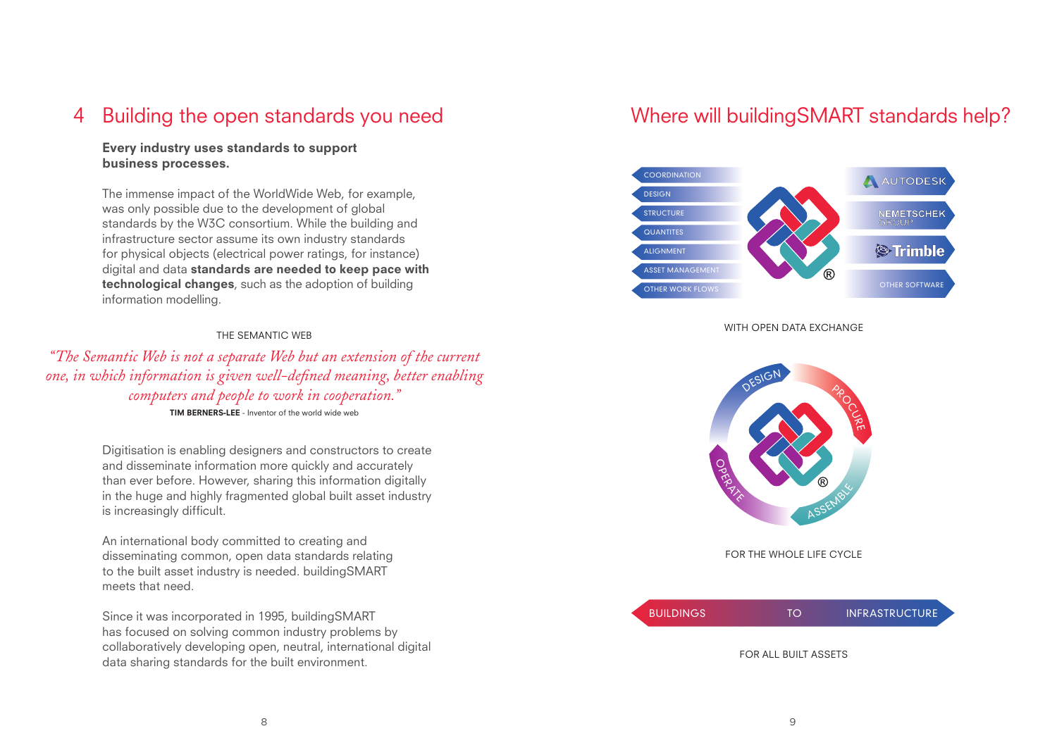## 4 Building the open standards you need

**Every industry uses standards to support business processes.**

The immense impact of the WorldWide Web, for example, was only possible due to the development of global standards by the W3C consortium. While the building and infrastructure sector assume its own industry standards for physical objects (electrical power ratings, for instance) digital and data **standards are needed to keep pace with technological changes**, such as the adoption of building information modelling.

THE SEMANTIC WEB

> *"The Semantic Web is not a separate Web but an extension of the current one, in which information is given well-defined meaning, better enabling computers and people to work in cooperation."*
>
> **TIM BERNERS-LEE** - Inventor of the world wide web

Digitisation is enabling designers and constructors to create and disseminate information more quickly and accurately than ever before. However, sharing this information digitally in the huge and highly fragmented global built asset industry is increasingly difficult.

An international body committed to creating and disseminating common, open data standards relating to the built asset industry is needed. buildingSMART meets that need.

Since it was incorporated in 1995, buildingSMART has focused on solving common industry problems by collaboratively developing open, neutral, international digital data sharing standards for the built environment.

## Where will buildingSMART standards help?

COORDINATION
DESIGN
STRUCTURE
QUANTITIES
ALIGNMENT
ASSET MANAGEMENT
OTHER WORK FLOWS

AUTODESK
NEMETSCHEK GROUP
Trimble
OTHER SOFTWARE

WITH OPEN DATA EXCHANGE

DESIGN – PROCURE – ASSEMBLE – OPERATE

FOR THE WHOLE LIFE CYCLE

BUILDINGS TO INFRASTRUCTURE

FOR ALL BUILT ASSETS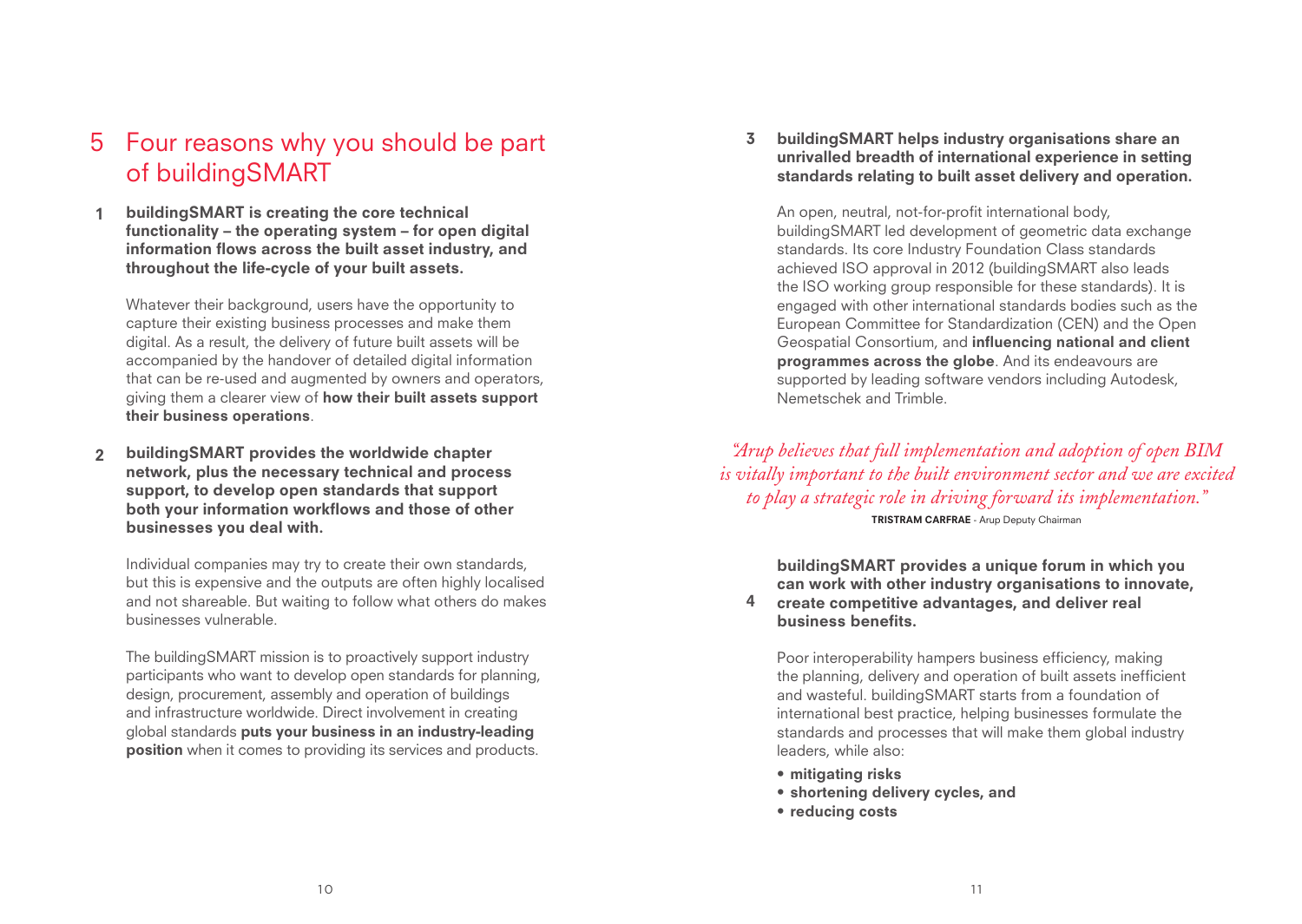# 5 Four reasons why you should be part of buildingSMART

**1 buildingSMART is creating the core technical functionality – the operating system – for open digital information flows across the built asset industry, and throughout the life-cycle of your built assets.**

Whatever their background, users have the opportunity to capture their existing business processes and make them digital. As a result, the delivery of future built assets will be accompanied by the handover of detailed digital information that can be re-used and augmented by owners and operators, giving them a clearer view of **how their built assets support their business operations**.

**2 buildingSMART provides the worldwide chapter network, plus the necessary technical and process support, to develop open standards that support both your information workflows and those of other businesses you deal with.**

Individual companies may try to create their own standards, but this is expensive and the outputs are often highly localised and not shareable. But waiting to follow what others do makes businesses vulnerable.

The buildingSMART mission is to proactively support industry participants who want to develop open standards for planning, design, procurement, assembly and operation of buildings and infrastructure worldwide. Direct involvement in creating global standards **puts your business in an industry-leading position** when it comes to providing its services and products.

**3 buildingSMART helps industry organisations share an unrivalled breadth of international experience in setting standards relating to built asset delivery and operation.**

An open, neutral, not-for-profit international body, buildingSMART led development of geometric data exchange standards. Its core Industry Foundation Class standards achieved ISO approval in 2012 (buildingSMART also leads the ISO working group responsible for these standards). It is engaged with other international standards bodies such as the European Committee for Standardization (CEN) and the Open Geospatial Consortium, and **influencing national and client programmes across the globe**. And its endeavours are supported by leading software vendors including Autodesk, Nemetschek and Trimble.

*"Arup believes that full implementation and adoption of open BIM is vitally important to the built environment sector and we are excited to play a strategic role in driving forward its implementation."*

**TRISTRAM CARFRAE** - Arup Deputy Chairman

**4 buildingSMART provides a unique forum in which you can work with other industry organisations to innovate, create competitive advantages, and deliver real business benefits.**

Poor interoperability hampers business efficiency, making the planning, delivery and operation of built assets inefficient and wasteful. buildingSMART starts from a foundation of international best practice, helping businesses formulate the standards and processes that will make them global industry leaders, while also:

- **mitigating risks**
- **shortening delivery cycles, and**
- **reducing costs**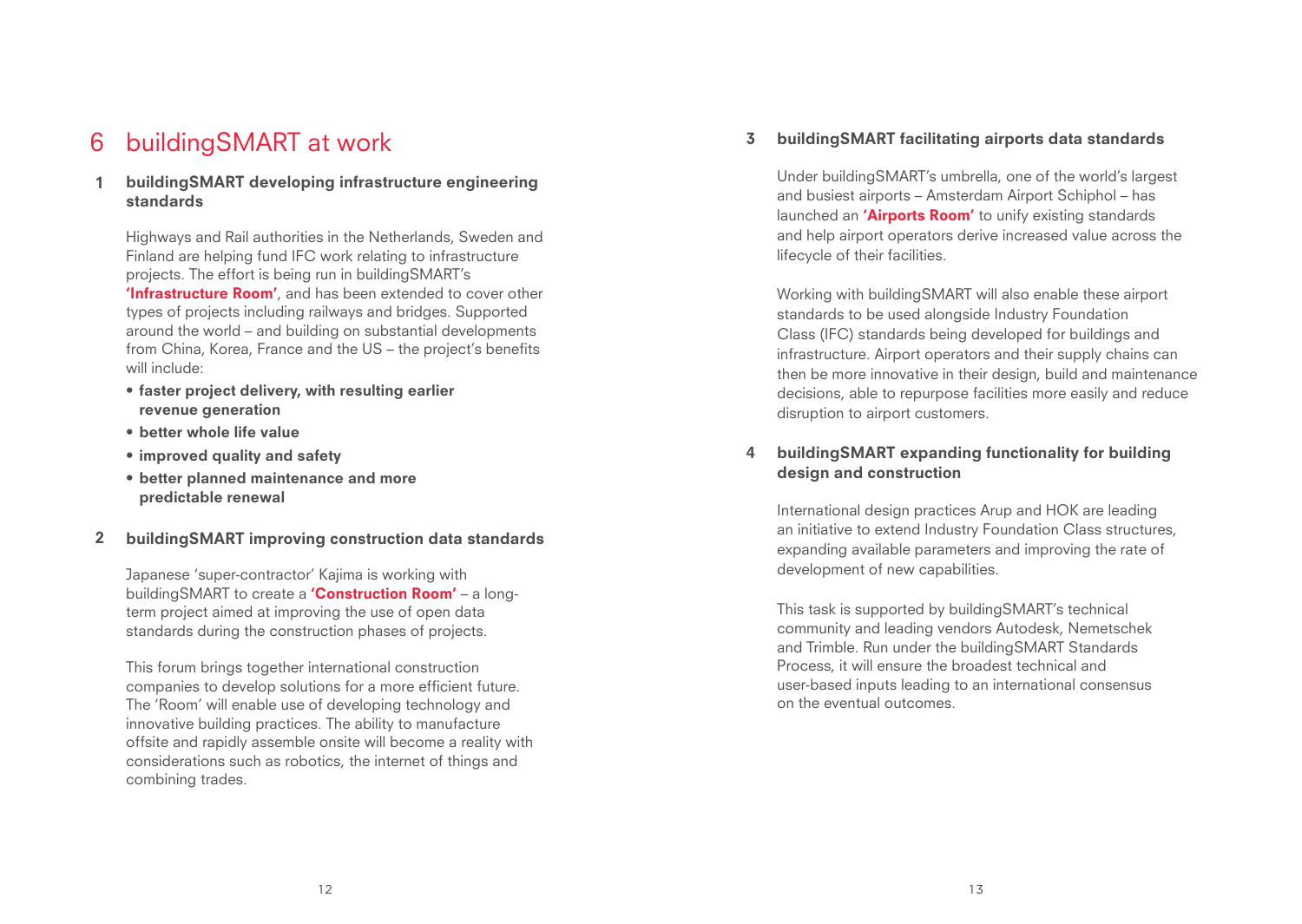# 6 buildingSMART at work

## 1 buildingSMART developing infrastructure engineering standards

Highways and Rail authorities in the Netherlands, Sweden and Finland are helping fund IFC work relating to infrastructure projects. The effort is being run in buildingSMART's **'Infrastructure Room'**, and has been extended to cover other types of projects including railways and bridges. Supported around the world – and building on substantial developments from China, Korea, France and the US – the project's benefits will include:

- **faster project delivery, with resulting earlier revenue generation**
- **better whole life value**
- **improved quality and safety**
- **better planned maintenance and more predictable renewal**

## 2 buildingSMART improving construction data standards

Japanese 'super-contractor' Kajima is working with buildingSMART to create a **'Construction Room'** – a long-term project aimed at improving the use of open data standards during the construction phases of projects.

This forum brings together international construction companies to develop solutions for a more efficient future. The 'Room' will enable use of developing technology and innovative building practices. The ability to manufacture offsite and rapidly assemble onsite will become a reality with considerations such as robotics, the internet of things and combining trades.

## 3 buildingSMART facilitating airports data standards

Under buildingSMART's umbrella, one of the world's largest and busiest airports – Amsterdam Airport Schiphol – has launched an **'Airports Room'** to unify existing standards and help airport operators derive increased value across the lifecycle of their facilities.

Working with buildingSMART will also enable these airport standards to be used alongside Industry Foundation Class (IFC) standards being developed for buildings and infrastructure. Airport operators and their supply chains can then be more innovative in their design, build and maintenance decisions, able to repurpose facilities more easily and reduce disruption to airport customers.

## 4 buildingSMART expanding functionality for building design and construction

International design practices Arup and HOK are leading an initiative to extend Industry Foundation Class structures, expanding available parameters and improving the rate of development of new capabilities.

This task is supported by buildingSMART's technical community and leading vendors Autodesk, Nemetschek and Trimble. Run under the buildingSMART Standards Process, it will ensure the broadest technical and user-based inputs leading to an international consensus on the eventual outcomes.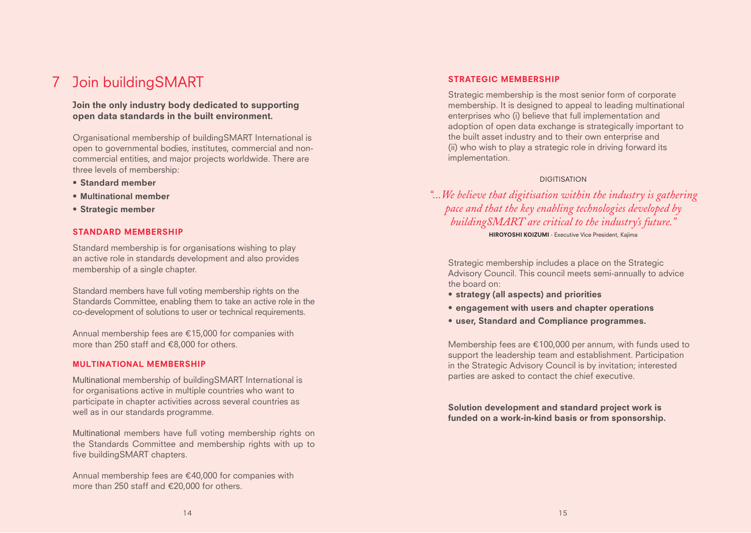# 7 Join buildingSMART

**Join the only industry body dedicated to supporting open data standards in the built environment.**

Organisational membership of buildingSMART International is open to governmental bodies, institutes, commercial and non-commercial entities, and major projects worldwide. There are three levels of membership:

- **Standard member**
- **Multinational member**
- **Strategic member**

## STANDARD MEMBERSHIP

Standard membership is for organisations wishing to play an active role in standards development and also provides membership of a single chapter.

Standard members have full voting membership rights on the Standards Committee, enabling them to take an active role in the co-development of solutions to user or technical requirements.

Annual membership fees are €15,000 for companies with more than 250 staff and €8,000 for others.

## MULTINATIONAL MEMBERSHIP

Multinational membership of buildingSMART International is for organisations active in multiple countries who want to participate in chapter activities across several countries as well as in our standards programme.

Multinational members have full voting membership rights on the Standards Committee and membership rights with up to five buildingSMART chapters.

Annual membership fees are €40,000 for companies with more than 250 staff and €20,000 for others.

## STRATEGIC MEMBERSHIP

Strategic membership is the most senior form of corporate membership. It is designed to appeal to leading multinational enterprises who (i) believe that full implementation and adoption of open data exchange is strategically important to the built asset industry and to their own enterprise and (ii) who wish to play a strategic role in driving forward its implementation.

DIGITISATION

*"...We believe that digitisation within the industry is gathering pace and that the key enabling technologies developed by buildingSMART are critical to the industry's future."*

**HIROYOSHI KOIZUMI** - Executive Vice President, Kajima

Strategic membership includes a place on the Strategic Advisory Council. This council meets semi-annually to advice the board on:

- **strategy (all aspects) and priorities**
- **engagement with users and chapter operations**
- **user, Standard and Compliance programmes.**

Membership fees are €100,000 per annum, with funds used to support the leadership team and establishment. Participation in the Strategic Advisory Council is by invitation; interested parties are asked to contact the chief executive.

**Solution development and standard project work is funded on a work-in-kind basis or from sponsorship.**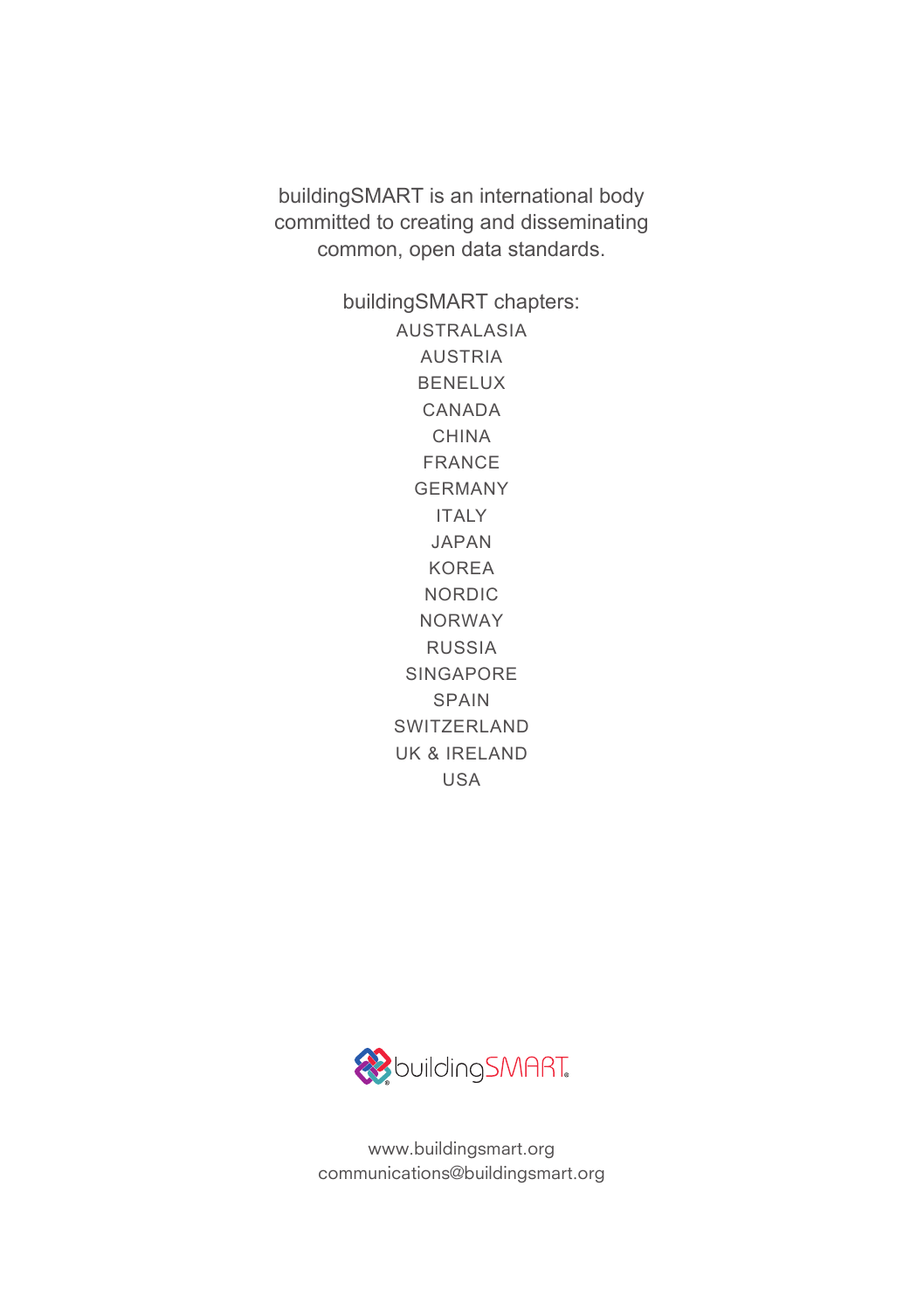buildingSMART is an international body committed to creating and disseminating common, open data standards.

buildingSMART chapters:

AUSTRALASIA
AUSTRIA
BENELUX
CANADA
CHINA
FRANCE
GERMANY
ITALY
JAPAN
KOREA
NORDIC
NORWAY
RUSSIA
SINGAPORE
SPAIN
SWITZERLAND
UK & IRELAND
USA

buildingSMART

www.buildingsmart.org
communications@buildingsmart.org